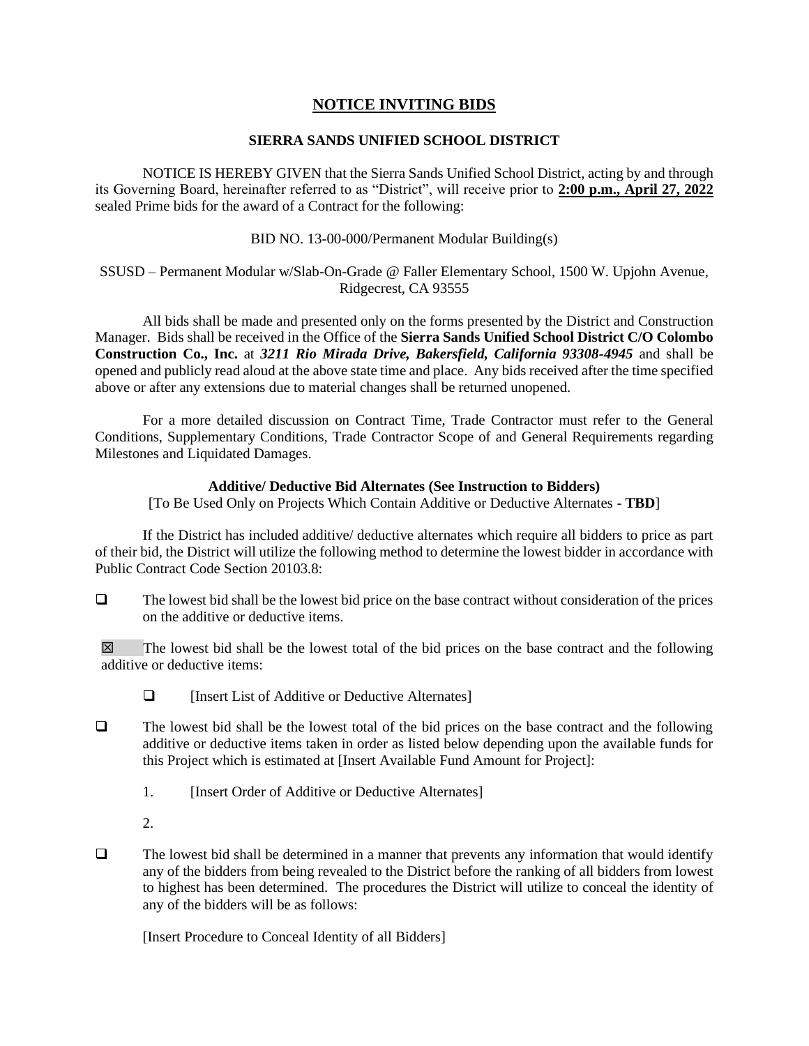# NOTICE INVITING BIDS

## SIERRA SANDS UNIFIED SCHOOL DISTRICT

NOTICE IS HEREBY GIVEN that the Sierra Sands Unified School District, acting by and through its Governing Board, hereinafter referred to as "District", will receive prior to **2:00 p.m., April 27, 2022** sealed Prime bids for the award of a Contract for the following:

BID NO. 13-00-000/Permanent Modular Building(s)

SSUSD – Permanent Modular w/Slab-On-Grade @ Faller Elementary School, 1500 W. Upjohn Avenue, Ridgecrest, CA 93555

All bids shall be made and presented only on the forms presented by the District and Construction Manager. Bids shall be received in the Office of the **Sierra Sands Unified School District C/O Colombo Construction Co., Inc.** at ***3211 Rio Mirada Drive, Bakersfield, California 93308-4945*** and shall be opened and publicly read aloud at the above state time and place. Any bids received after the time specified above or after any extensions due to material changes shall be returned unopened.

For a more detailed discussion on Contract Time, Trade Contractor must refer to the General Conditions, Supplementary Conditions, Trade Contractor Scope of and General Requirements regarding Milestones and Liquidated Damages.

**Additive/ Deductive Bid Alternates (See Instruction to Bidders)**

[To Be Used Only on Projects Which Contain Additive or Deductive Alternates - **TBD**]

If the District has included additive/ deductive alternates which require all bidders to price as part of their bid, the District will utilize the following method to determine the lowest bidder in accordance with Public Contract Code Section 20103.8:

- ☐ The lowest bid shall be the lowest bid price on the base contract without consideration of the prices on the additive or deductive items.

- ☒ The lowest bid shall be the lowest total of the bid prices on the base contract and the following additive or deductive items:

  - ☐ [Insert List of Additive or Deductive Alternates]

- ☐ The lowest bid shall be the lowest total of the bid prices on the base contract and the following additive or deductive items taken in order as listed below depending upon the available funds for this Project which is estimated at [Insert Available Fund Amount for Project]:

  1. [Insert Order of Additive or Deductive Alternates]
  2. 

- ☐ The lowest bid shall be determined in a manner that prevents any information that would identify any of the bidders from being revealed to the District before the ranking of all bidders from lowest to highest has been determined. The procedures the District will utilize to conceal the identity of any of the bidders will be as follows:

  [Insert Procedure to Conceal Identity of all Bidders]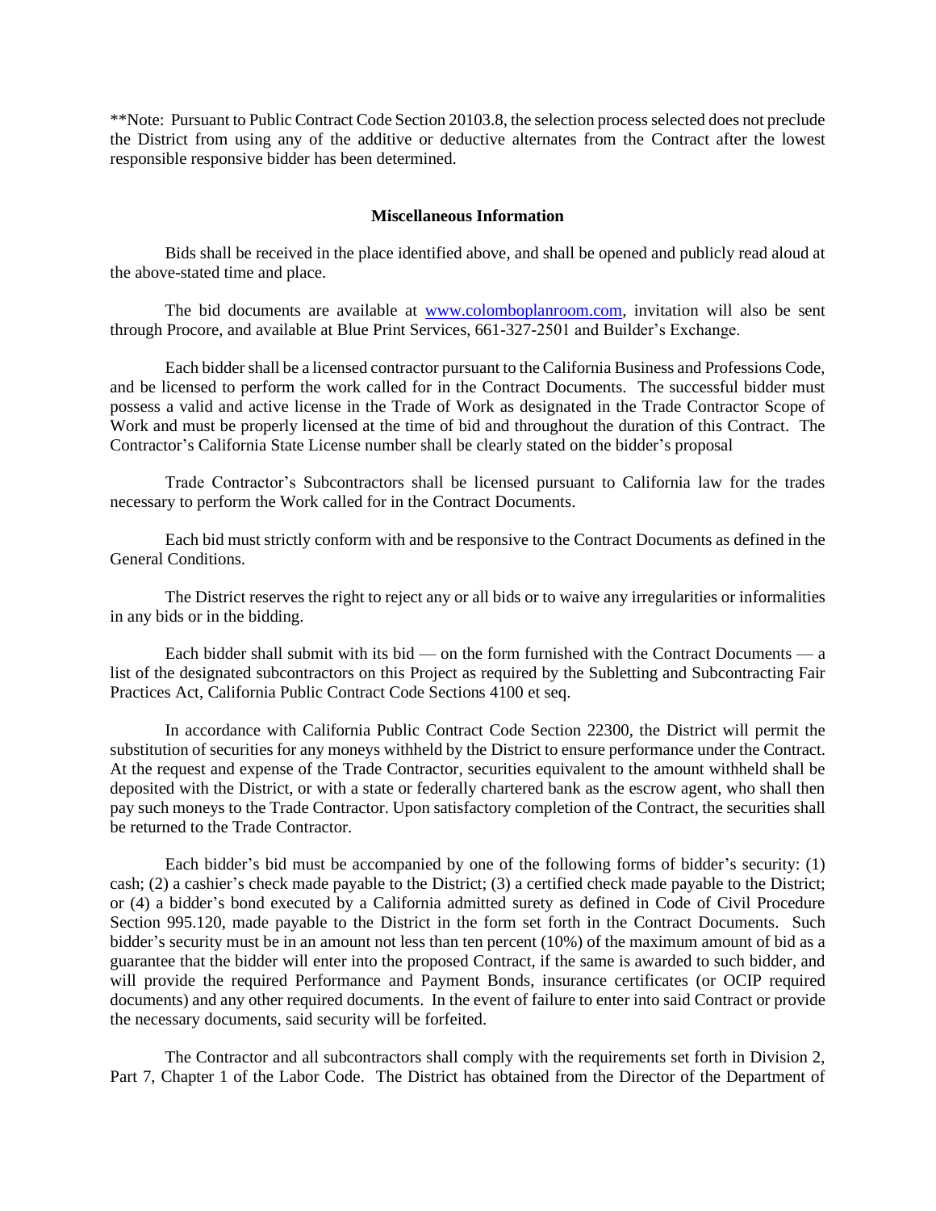**Note: Pursuant to Public Contract Code Section 20103.8, the selection process selected does not preclude the District from using any of the additive or deductive alternates from the Contract after the lowest responsible responsive bidder has been determined.

**Miscellaneous Information**

Bids shall be received in the place identified above, and shall be opened and publicly read aloud at the above-stated time and place.

The bid documents are available at www.colomboplanroom.com, invitation will also be sent through Procore, and available at Blue Print Services, 661-327-2501 and Builder's Exchange.

Each bidder shall be a licensed contractor pursuant to the California Business and Professions Code, and be licensed to perform the work called for in the Contract Documents. The successful bidder must possess a valid and active license in the Trade of Work as designated in the Trade Contractor Scope of Work and must be properly licensed at the time of bid and throughout the duration of this Contract. The Contractor's California State License number shall be clearly stated on the bidder's proposal

Trade Contractor's Subcontractors shall be licensed pursuant to California law for the trades necessary to perform the Work called for in the Contract Documents.

Each bid must strictly conform with and be responsive to the Contract Documents as defined in the General Conditions.

The District reserves the right to reject any or all bids or to waive any irregularities or informalities in any bids or in the bidding.

Each bidder shall submit with its bid — on the form furnished with the Contract Documents — a list of the designated subcontractors on this Project as required by the Subletting and Subcontracting Fair Practices Act, California Public Contract Code Sections 4100 et seq.

In accordance with California Public Contract Code Section 22300, the District will permit the substitution of securities for any moneys withheld by the District to ensure performance under the Contract. At the request and expense of the Trade Contractor, securities equivalent to the amount withheld shall be deposited with the District, or with a state or federally chartered bank as the escrow agent, who shall then pay such moneys to the Trade Contractor. Upon satisfactory completion of the Contract, the securities shall be returned to the Trade Contractor.

Each bidder's bid must be accompanied by one of the following forms of bidder's security: (1) cash; (2) a cashier's check made payable to the District; (3) a certified check made payable to the District; or (4) a bidder's bond executed by a California admitted surety as defined in Code of Civil Procedure Section 995.120, made payable to the District in the form set forth in the Contract Documents. Such bidder's security must be in an amount not less than ten percent (10%) of the maximum amount of bid as a guarantee that the bidder will enter into the proposed Contract, if the same is awarded to such bidder, and will provide the required Performance and Payment Bonds, insurance certificates (or OCIP required documents) and any other required documents. In the event of failure to enter into said Contract or provide the necessary documents, said security will be forfeited.

The Contractor and all subcontractors shall comply with the requirements set forth in Division 2, Part 7, Chapter 1 of the Labor Code. The District has obtained from the Director of the Department of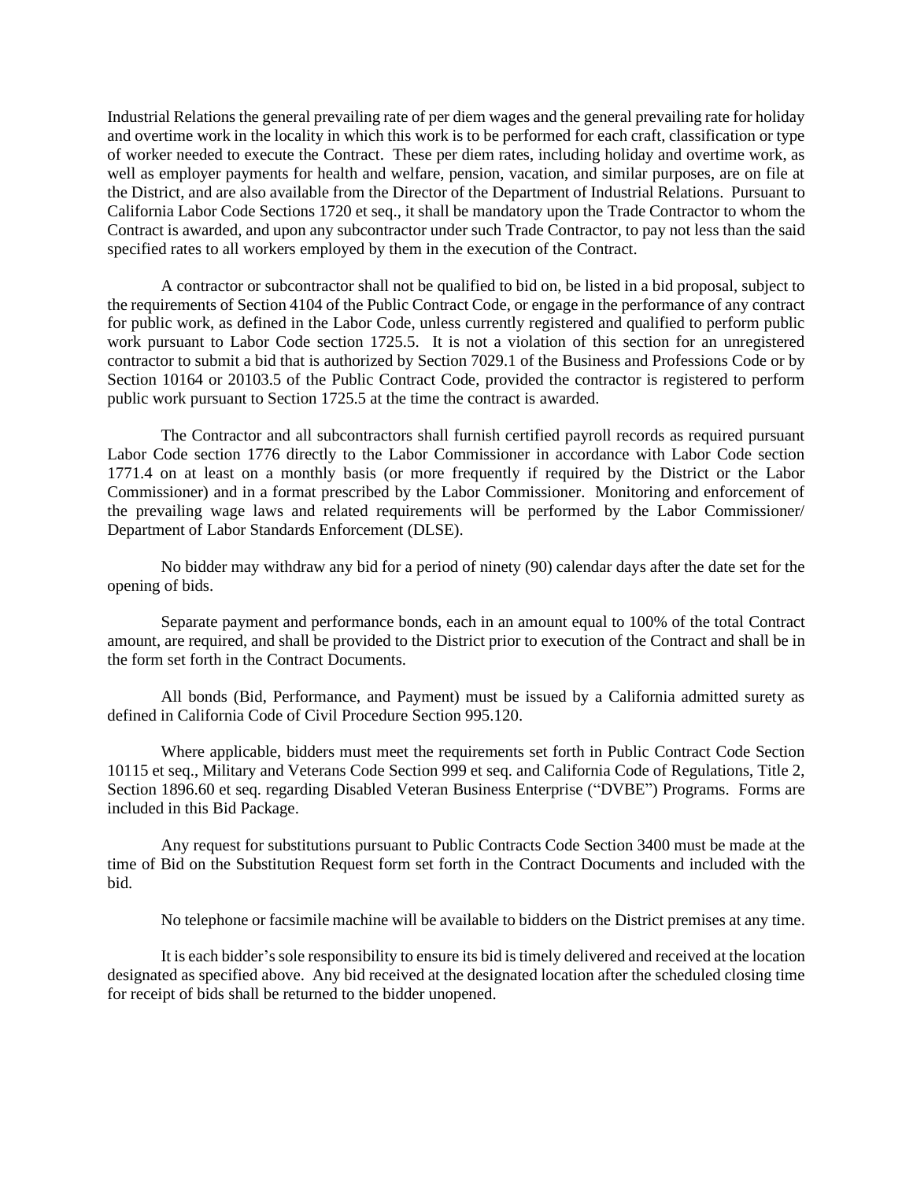Industrial Relations the general prevailing rate of per diem wages and the general prevailing rate for holiday and overtime work in the locality in which this work is to be performed for each craft, classification or type of worker needed to execute the Contract. These per diem rates, including holiday and overtime work, as well as employer payments for health and welfare, pension, vacation, and similar purposes, are on file at the District, and are also available from the Director of the Department of Industrial Relations. Pursuant to California Labor Code Sections 1720 et seq., it shall be mandatory upon the Trade Contractor to whom the Contract is awarded, and upon any subcontractor under such Trade Contractor, to pay not less than the said specified rates to all workers employed by them in the execution of the Contract.

A contractor or subcontractor shall not be qualified to bid on, be listed in a bid proposal, subject to the requirements of Section 4104 of the Public Contract Code, or engage in the performance of any contract for public work, as defined in the Labor Code, unless currently registered and qualified to perform public work pursuant to Labor Code section 1725.5. It is not a violation of this section for an unregistered contractor to submit a bid that is authorized by Section 7029.1 of the Business and Professions Code or by Section 10164 or 20103.5 of the Public Contract Code, provided the contractor is registered to perform public work pursuant to Section 1725.5 at the time the contract is awarded.

The Contractor and all subcontractors shall furnish certified payroll records as required pursuant Labor Code section 1776 directly to the Labor Commissioner in accordance with Labor Code section 1771.4 on at least on a monthly basis (or more frequently if required by the District or the Labor Commissioner) and in a format prescribed by the Labor Commissioner. Monitoring and enforcement of the prevailing wage laws and related requirements will be performed by the Labor Commissioner/ Department of Labor Standards Enforcement (DLSE).

No bidder may withdraw any bid for a period of ninety (90) calendar days after the date set for the opening of bids.

Separate payment and performance bonds, each in an amount equal to 100% of the total Contract amount, are required, and shall be provided to the District prior to execution of the Contract and shall be in the form set forth in the Contract Documents.

All bonds (Bid, Performance, and Payment) must be issued by a California admitted surety as defined in California Code of Civil Procedure Section 995.120.

Where applicable, bidders must meet the requirements set forth in Public Contract Code Section 10115 et seq., Military and Veterans Code Section 999 et seq. and California Code of Regulations, Title 2, Section 1896.60 et seq. regarding Disabled Veteran Business Enterprise ("DVBE") Programs. Forms are included in this Bid Package.

Any request for substitutions pursuant to Public Contracts Code Section 3400 must be made at the time of Bid on the Substitution Request form set forth in the Contract Documents and included with the bid.

No telephone or facsimile machine will be available to bidders on the District premises at any time.

It is each bidder's sole responsibility to ensure its bid is timely delivered and received at the location designated as specified above. Any bid received at the designated location after the scheduled closing time for receipt of bids shall be returned to the bidder unopened.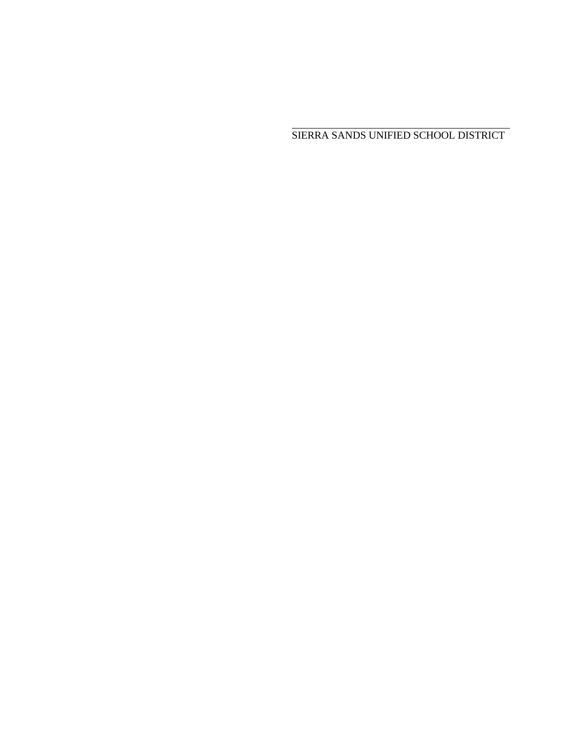SIERRA SANDS UNIFIED SCHOOL DISTRICT